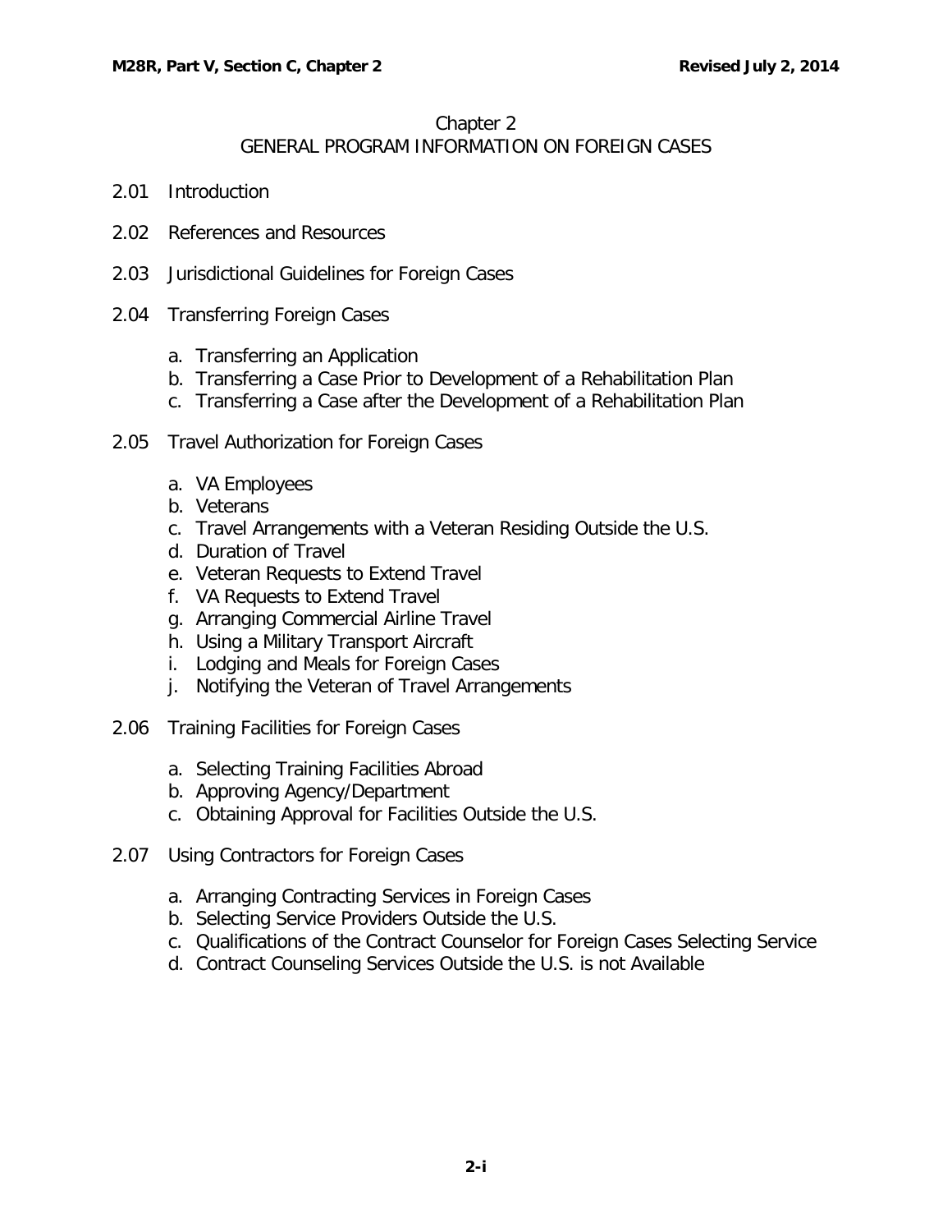# Chapter 2
## GENERAL PROGRAM INFORMATION ON FOREIGN CASES

2.01 Introduction

2.02 References and Resources

2.03 Jurisdictional Guidelines for Foreign Cases

2.04 Transferring Foreign Cases

- a. Transferring an Application
- b. Transferring a Case Prior to Development of a Rehabilitation Plan
- c. Transferring a Case after the Development of a Rehabilitation Plan

2.05 Travel Authorization for Foreign Cases

- a. VA Employees
- b. Veterans
- c. Travel Arrangements with a Veteran Residing Outside the U.S.
- d. Duration of Travel
- e. Veteran Requests to Extend Travel
- f. VA Requests to Extend Travel
- g. Arranging Commercial Airline Travel
- h. Using a Military Transport Aircraft
- i. Lodging and Meals for Foreign Cases
- j. Notifying the Veteran of Travel Arrangements

2.06 Training Facilities for Foreign Cases

- a. Selecting Training Facilities Abroad
- b. Approving Agency/Department
- c. Obtaining Approval for Facilities Outside the U.S.

2.07 Using Contractors for Foreign Cases

- a. Arranging Contracting Services in Foreign Cases
- b. Selecting Service Providers Outside the U.S.
- c. Qualifications of the Contract Counselor for Foreign Cases Selecting Service
- d. Contract Counseling Services Outside the U.S. is not Available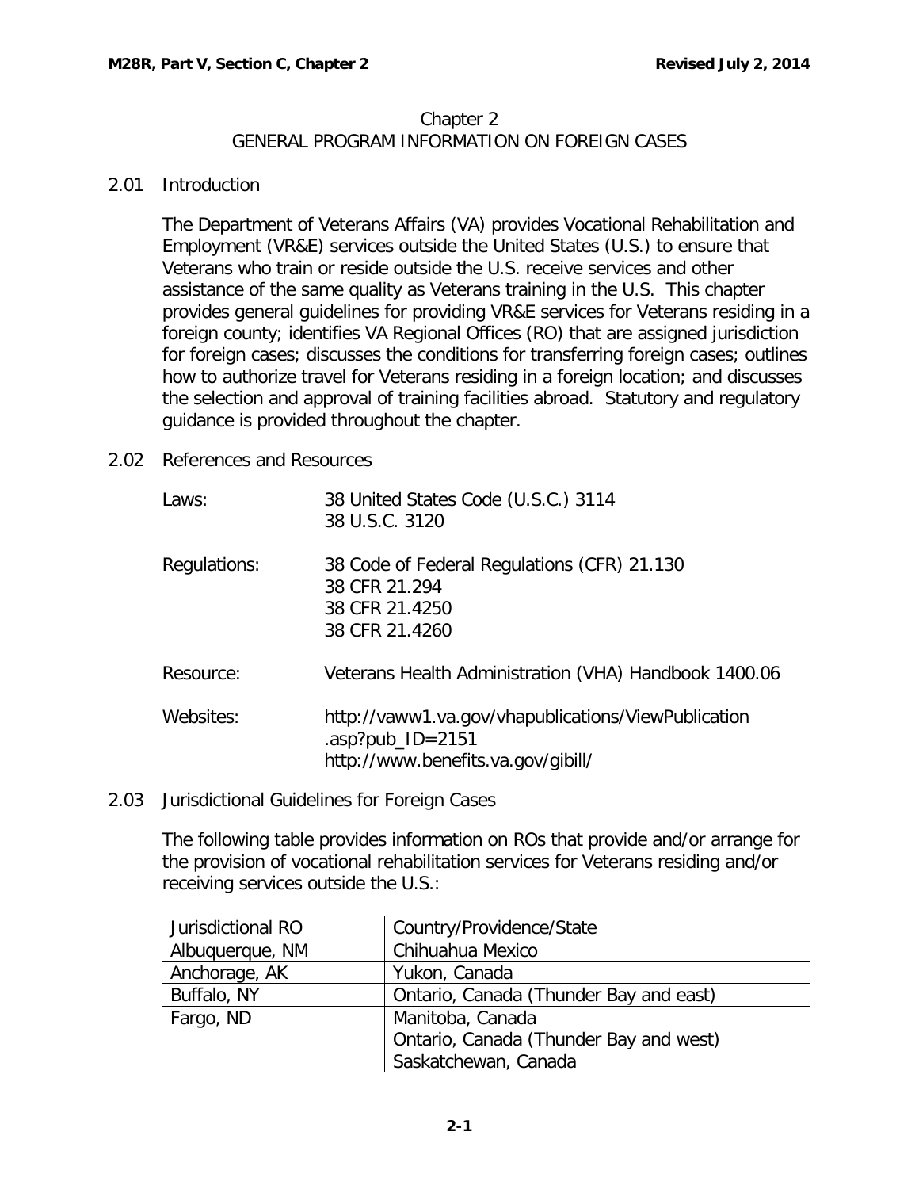# Chapter 2
# GENERAL PROGRAM INFORMATION ON FOREIGN CASES

## 2.01 Introduction

The Department of Veterans Affairs (VA) provides Vocational Rehabilitation and Employment (VR&E) services outside the United States (U.S.) to ensure that Veterans who train or reside outside the U.S. receive services and other assistance of the same quality as Veterans training in the U.S. This chapter provides general guidelines for providing VR&E services for Veterans residing in a foreign county; identifies VA Regional Offices (RO) that are assigned jurisdiction for foreign cases; discusses the conditions for transferring foreign cases; outlines how to authorize travel for Veterans residing in a foreign location; and discusses the selection and approval of training facilities abroad. Statutory and regulatory guidance is provided throughout the chapter.

## 2.02 References and Resources

Laws: 38 United States Code (U.S.C.) 3114
38 U.S.C. 3120

Regulations: 38 Code of Federal Regulations (CFR) 21.130
38 CFR 21.294
38 CFR 21.4250
38 CFR 21.4260

Resource: Veterans Health Administration (VHA) Handbook 1400.06

Websites: http://vaww1.va.gov/vhapublications/ViewPublication.asp?pub_ID=2151
http://www.benefits.va.gov/gibill/

## 2.03 Jurisdictional Guidelines for Foreign Cases

The following table provides information on ROs that provide and/or arrange for the provision of vocational rehabilitation services for Veterans residing and/or receiving services outside the U.S.:

| Jurisdictional RO | Country/Providence/State |
| --- | --- |
| Albuquerque, NM | Chihuahua Mexico |
| Anchorage, AK | Yukon, Canada |
| Buffalo, NY | Ontario, Canada (Thunder Bay and east) |
| Fargo, ND | Manitoba, Canada<br>Ontario, Canada (Thunder Bay and west)<br>Saskatchewan, Canada |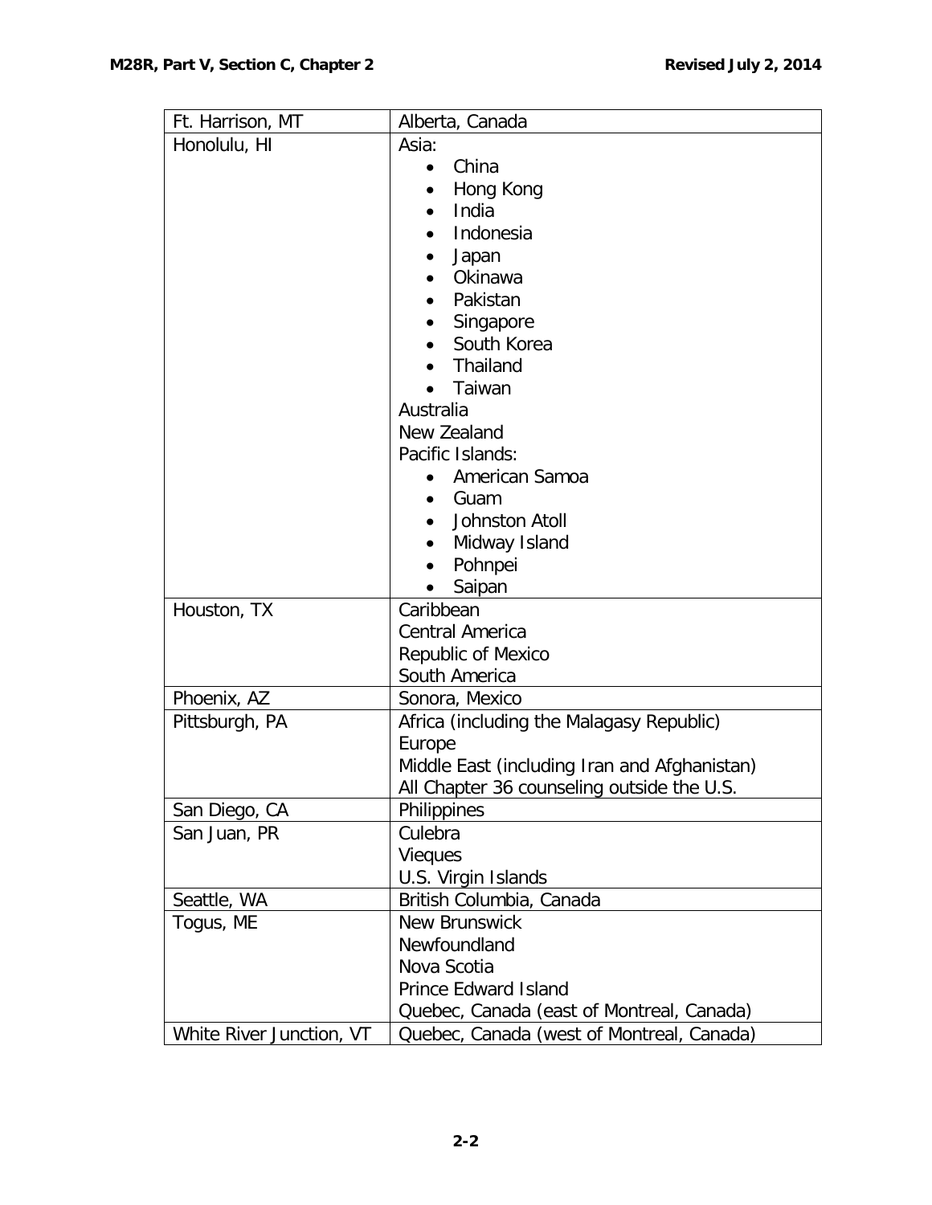| | |
|---|---|
| Ft. Harrison, MT | Alberta, Canada |
| Honolulu, HI | Asia:<br>• China<br>• Hong Kong<br>• India<br>• Indonesia<br>• Japan<br>• Okinawa<br>• Pakistan<br>• Singapore<br>• South Korea<br>• Thailand<br>• Taiwan<br>Australia<br>New Zealand<br>Pacific Islands:<br>• American Samoa<br>• Guam<br>• Johnston Atoll<br>• Midway Island<br>• Pohnpei<br>• Saipan |
| Houston, TX | Caribbean<br>Central America<br>Republic of Mexico<br>South America |
| Phoenix, AZ | Sonora, Mexico |
| Pittsburgh, PA | Africa (including the Malagasy Republic)<br>Europe<br>Middle East (including Iran and Afghanistan)<br>All Chapter 36 counseling outside the U.S. |
| San Diego, CA | Philippines |
| San Juan, PR | Culebra<br>Vieques<br>U.S. Virgin Islands |
| Seattle, WA | British Columbia, Canada |
| Togus, ME | New Brunswick<br>Newfoundland<br>Nova Scotia<br>Prince Edward Island<br>Quebec, Canada (east of Montreal, Canada) |
| White River Junction, VT | Quebec, Canada (west of Montreal, Canada) |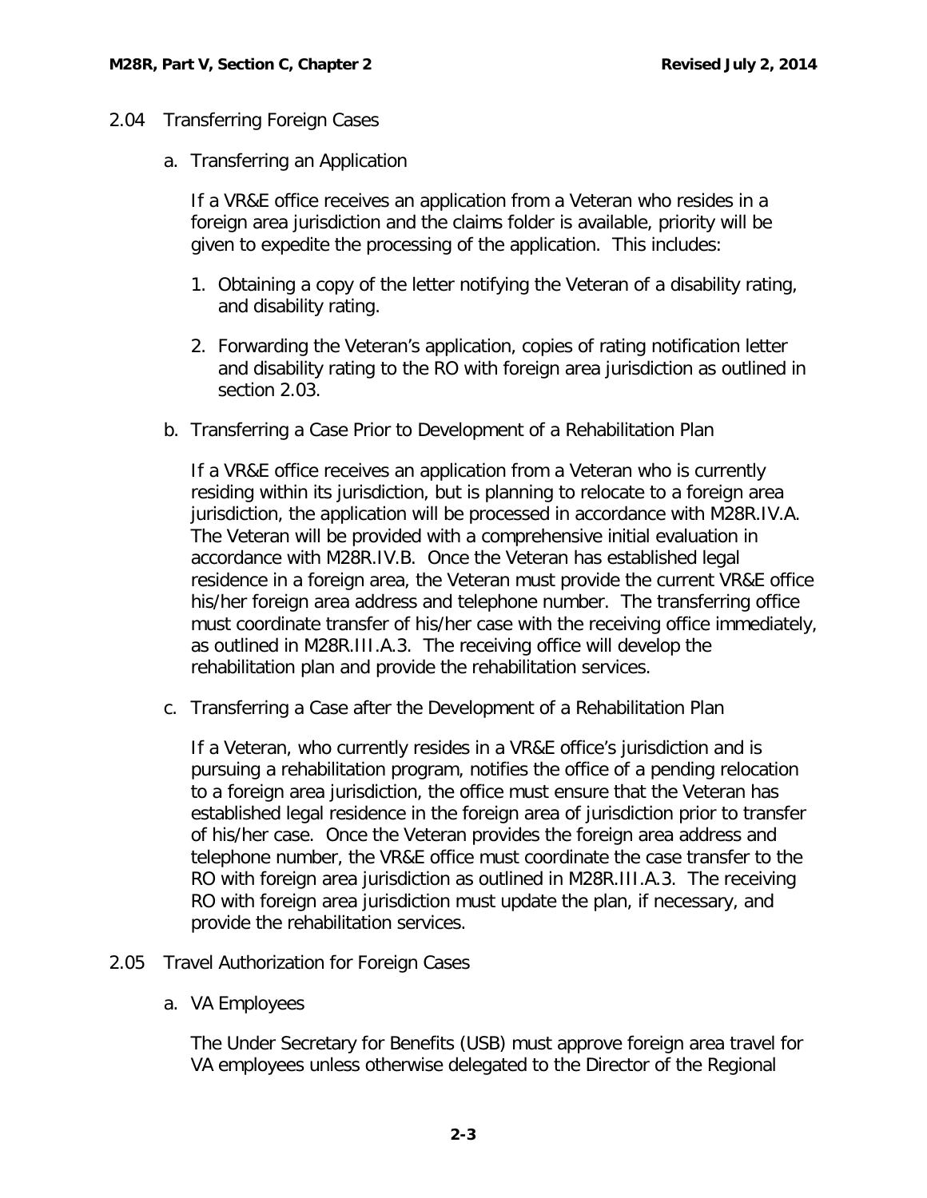## 2.04 Transferring Foreign Cases

### a. Transferring an Application

If a VR&E office receives an application from a Veteran who resides in a foreign area jurisdiction and the claims folder is available, priority will be given to expedite the processing of the application. This includes:

1. Obtaining a copy of the letter notifying the Veteran of a disability rating, and disability rating.
2. Forwarding the Veteran's application, copies of rating notification letter and disability rating to the RO with foreign area jurisdiction as outlined in section 2.03.

### b. Transferring a Case Prior to Development of a Rehabilitation Plan

If a VR&E office receives an application from a Veteran who is currently residing within its jurisdiction, but is planning to relocate to a foreign area jurisdiction, the application will be processed in accordance with M28R.IV.A. The Veteran will be provided with a comprehensive initial evaluation in accordance with M28R.IV.B. Once the Veteran has established legal residence in a foreign area, the Veteran must provide the current VR&E office his/her foreign area address and telephone number. The transferring office must coordinate transfer of his/her case with the receiving office immediately, as outlined in M28R.III.A.3. The receiving office will develop the rehabilitation plan and provide the rehabilitation services.

### c. Transferring a Case after the Development of a Rehabilitation Plan

If a Veteran, who currently resides in a VR&E office's jurisdiction and is pursuing a rehabilitation program, notifies the office of a pending relocation to a foreign area jurisdiction, the office must ensure that the Veteran has established legal residence in the foreign area of jurisdiction prior to transfer of his/her case. Once the Veteran provides the foreign area address and telephone number, the VR&E office must coordinate the case transfer to the RO with foreign area jurisdiction as outlined in M28R.III.A.3. The receiving RO with foreign area jurisdiction must update the plan, if necessary, and provide the rehabilitation services.

## 2.05 Travel Authorization for Foreign Cases

### a. VA Employees

The Under Secretary for Benefits (USB) must approve foreign area travel for VA employees unless otherwise delegated to the Director of the Regional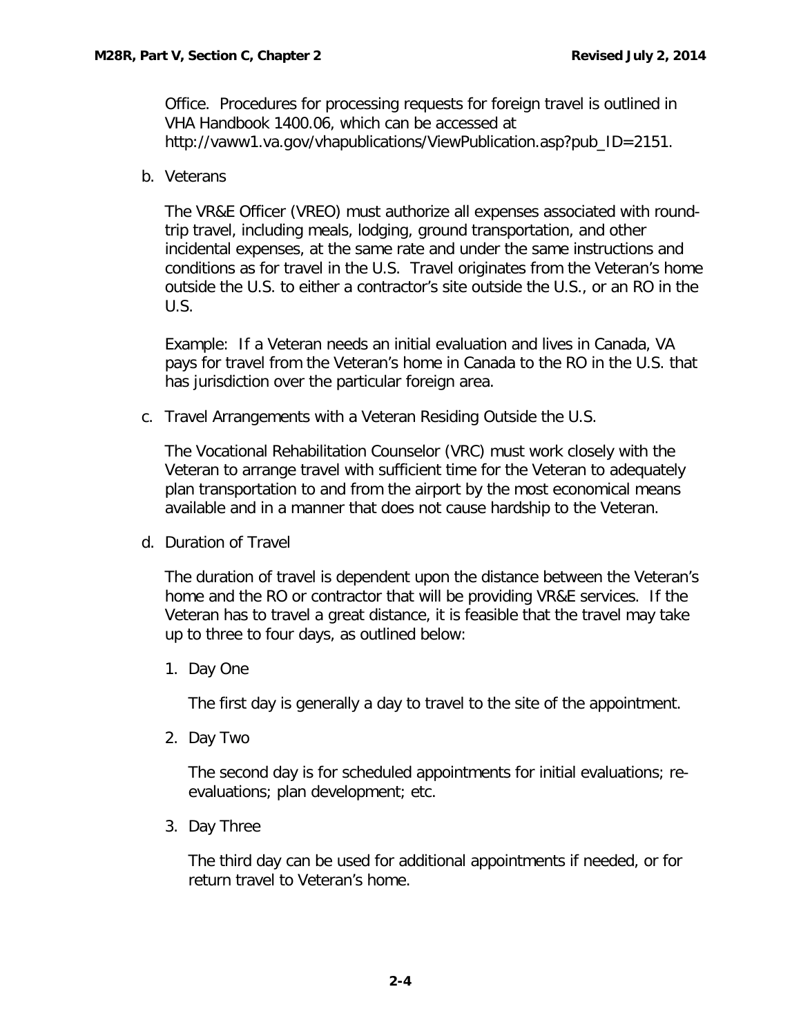Office. Procedures for processing requests for foreign travel is outlined in VHA Handbook 1400.06, which can be accessed at http://vaww1.va.gov/vhapublications/ViewPublication.asp?pub_ID=2151.

b. Veterans

The VR&E Officer (VREO) must authorize all expenses associated with round-trip travel, including meals, lodging, ground transportation, and other incidental expenses, at the same rate and under the same instructions and conditions as for travel in the U.S. Travel originates from the Veteran's home outside the U.S. to either a contractor's site outside the U.S., or an RO in the U.S.

Example: If a Veteran needs an initial evaluation and lives in Canada, VA pays for travel from the Veteran's home in Canada to the RO in the U.S. that has jurisdiction over the particular foreign area.

c. Travel Arrangements with a Veteran Residing Outside the U.S.

The Vocational Rehabilitation Counselor (VRC) must work closely with the Veteran to arrange travel with sufficient time for the Veteran to adequately plan transportation to and from the airport by the most economical means available and in a manner that does not cause hardship to the Veteran.

d. Duration of Travel

The duration of travel is dependent upon the distance between the Veteran's home and the RO or contractor that will be providing VR&E services. If the Veteran has to travel a great distance, it is feasible that the travel may take up to three to four days, as outlined below:

1. Day One

   The first day is generally a day to travel to the site of the appointment.

2. Day Two

   The second day is for scheduled appointments for initial evaluations; re-evaluations; plan development; etc.

3. Day Three

   The third day can be used for additional appointments if needed, or for return travel to Veteran's home.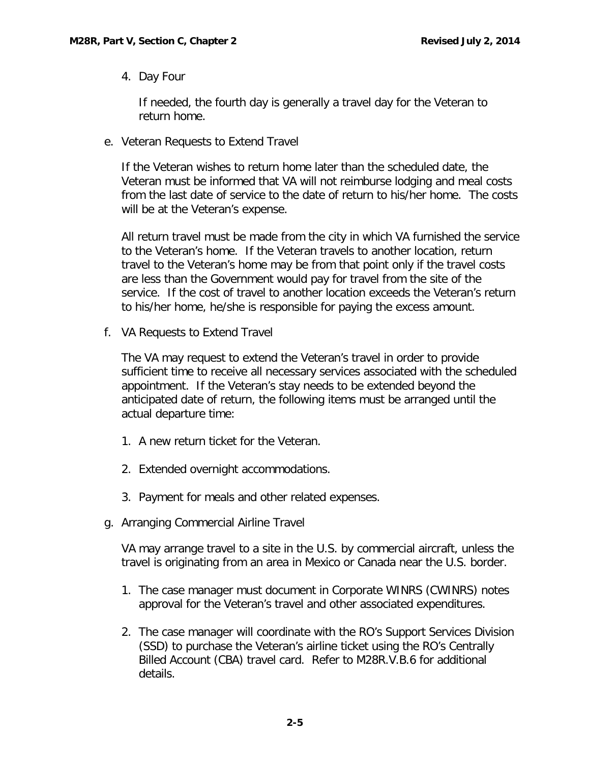4. Day Four

   If needed, the fourth day is generally a travel day for the Veteran to return home.

e. Veteran Requests to Extend Travel

   If the Veteran wishes to return home later than the scheduled date, the Veteran must be informed that VA will not reimburse lodging and meal costs from the last date of service to the date of return to his/her home. The costs will be at the Veteran's expense.

   All return travel must be made from the city in which VA furnished the service to the Veteran's home. If the Veteran travels to another location, return travel to the Veteran's home may be from that point only if the travel costs are less than the Government would pay for travel from the site of the service. If the cost of travel to another location exceeds the Veteran's return to his/her home, he/she is responsible for paying the excess amount.

f. VA Requests to Extend Travel

   The VA may request to extend the Veteran's travel in order to provide sufficient time to receive all necessary services associated with the scheduled appointment. If the Veteran's stay needs to be extended beyond the anticipated date of return, the following items must be arranged until the actual departure time:

   1. A new return ticket for the Veteran.

   2. Extended overnight accommodations.

   3. Payment for meals and other related expenses.

g. Arranging Commercial Airline Travel

   VA may arrange travel to a site in the U.S. by commercial aircraft, unless the travel is originating from an area in Mexico or Canada near the U.S. border.

   1. The case manager must document in Corporate WINRS (CWINRS) notes approval for the Veteran's travel and other associated expenditures.

   2. The case manager will coordinate with the RO's Support Services Division (SSD) to purchase the Veteran's airline ticket using the RO's Centrally Billed Account (CBA) travel card. Refer to M28R.V.B.6 for additional details.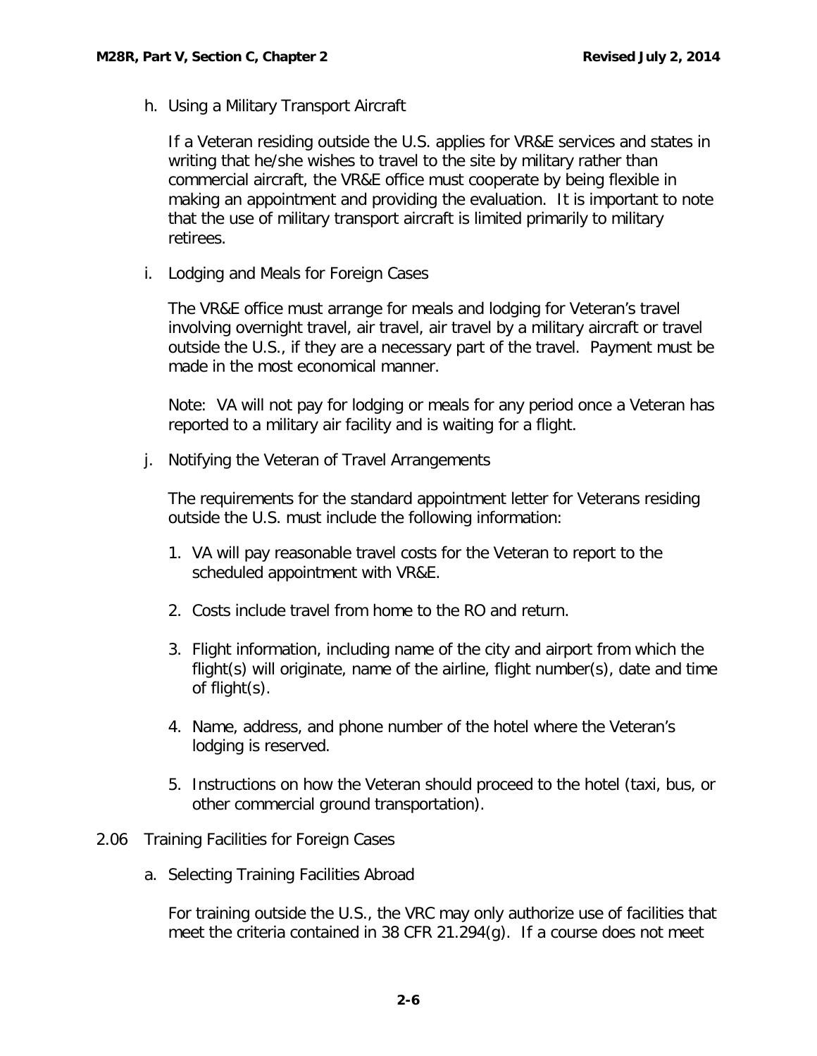h. Using a Military Transport Aircraft

If a Veteran residing outside the U.S. applies for VR&E services and states in writing that he/she wishes to travel to the site by military rather than commercial aircraft, the VR&E office must cooperate by being flexible in making an appointment and providing the evaluation. It is important to note that the use of military transport aircraft is limited primarily to military retirees.

i. Lodging and Meals for Foreign Cases

The VR&E office must arrange for meals and lodging for Veteran's travel involving overnight travel, air travel, air travel by a military aircraft or travel outside the U.S., if they are a necessary part of the travel. Payment must be made in the most economical manner.

Note: VA will not pay for lodging or meals for any period once a Veteran has reported to a military air facility and is waiting for a flight.

j. Notifying the Veteran of Travel Arrangements

The requirements for the standard appointment letter for Veterans residing outside the U.S. must include the following information:

1. VA will pay reasonable travel costs for the Veteran to report to the scheduled appointment with VR&E.
2. Costs include travel from home to the RO and return.
3. Flight information, including name of the city and airport from which the flight(s) will originate, name of the airline, flight number(s), date and time of flight(s).
4. Name, address, and phone number of the hotel where the Veteran's lodging is reserved.
5. Instructions on how the Veteran should proceed to the hotel (taxi, bus, or other commercial ground transportation).

2.06 Training Facilities for Foreign Cases

a. Selecting Training Facilities Abroad

For training outside the U.S., the VRC may only authorize use of facilities that meet the criteria contained in 38 CFR 21.294(g). If a course does not meet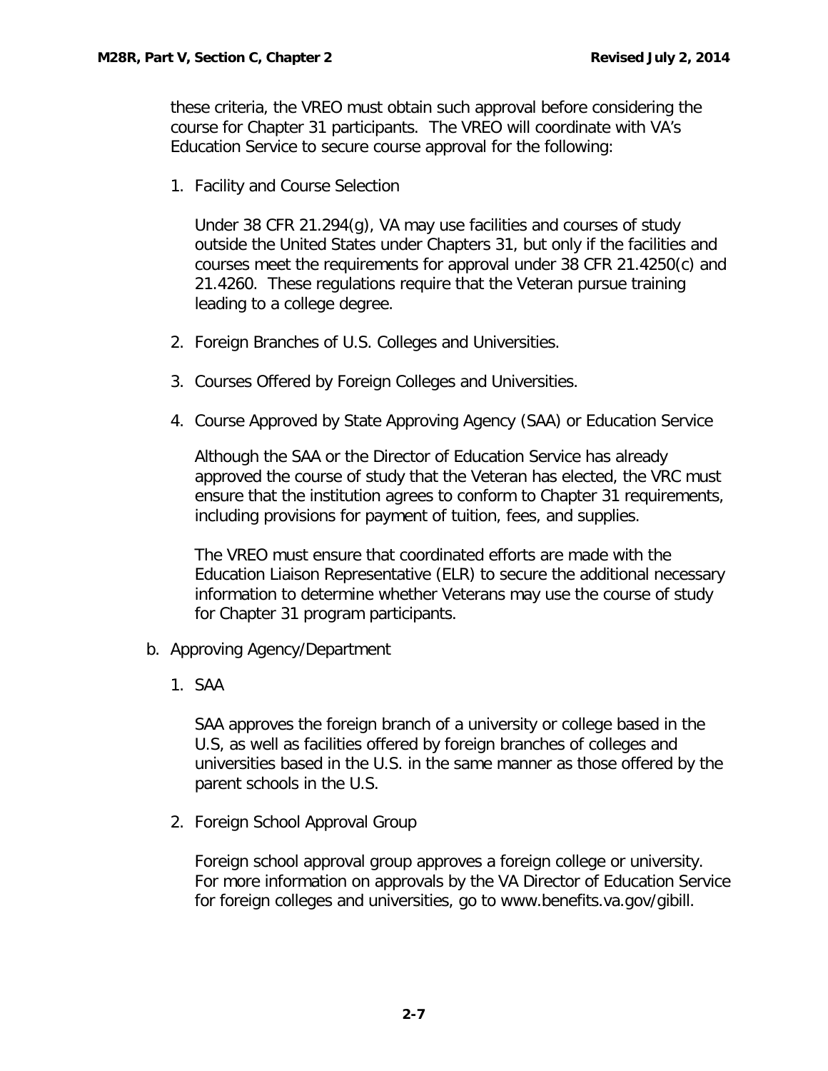these criteria, the VREO must obtain such approval before considering the course for Chapter 31 participants. The VREO will coordinate with VA's Education Service to secure course approval for the following:

1. Facility and Course Selection

   Under 38 CFR 21.294(g), VA may use facilities and courses of study outside the United States under Chapters 31, but only if the facilities and courses meet the requirements for approval under 38 CFR 21.4250(c) and 21.4260. These regulations require that the Veteran pursue training leading to a college degree.

2. Foreign Branches of U.S. Colleges and Universities.

3. Courses Offered by Foreign Colleges and Universities.

4. Course Approved by State Approving Agency (SAA) or Education Service

   Although the SAA or the Director of Education Service has already approved the course of study that the Veteran has elected, the VRC must ensure that the institution agrees to conform to Chapter 31 requirements, including provisions for payment of tuition, fees, and supplies.

   The VREO must ensure that coordinated efforts are made with the Education Liaison Representative (ELR) to secure the additional necessary information to determine whether Veterans may use the course of study for Chapter 31 program participants.

b. Approving Agency/Department

   1. SAA

      SAA approves the foreign branch of a university or college based in the U.S, as well as facilities offered by foreign branches of colleges and universities based in the U.S. in the same manner as those offered by the parent schools in the U.S.

   2. Foreign School Approval Group

      Foreign school approval group approves a foreign college or university. For more information on approvals by the VA Director of Education Service for foreign colleges and universities, go to www.benefits.va.gov/gibill.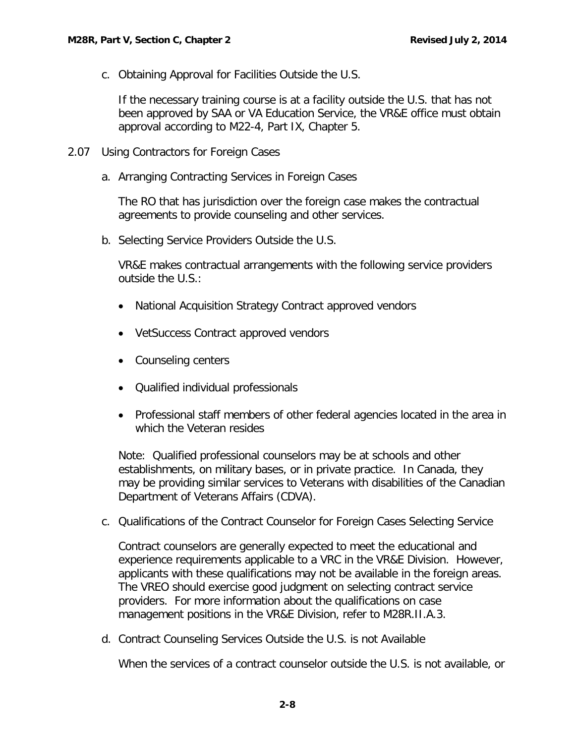c. Obtaining Approval for Facilities Outside the U.S.

If the necessary training course is at a facility outside the U.S. that has not been approved by SAA or VA Education Service, the VR&E office must obtain approval according to M22-4, Part IX, Chapter 5.

## 2.07 Using Contractors for Foreign Cases

a. Arranging Contracting Services in Foreign Cases

The RO that has jurisdiction over the foreign case makes the contractual agreements to provide counseling and other services.

b. Selecting Service Providers Outside the U.S.

VR&E makes contractual arrangements with the following service providers outside the U.S.:

- National Acquisition Strategy Contract approved vendors
- VetSuccess Contract approved vendors
- Counseling centers
- Qualified individual professionals
- Professional staff members of other federal agencies located in the area in which the Veteran resides

Note: Qualified professional counselors may be at schools and other establishments, on military bases, or in private practice. In Canada, they may be providing similar services to Veterans with disabilities of the Canadian Department of Veterans Affairs (CDVA).

c. Qualifications of the Contract Counselor for Foreign Cases Selecting Service

Contract counselors are generally expected to meet the educational and experience requirements applicable to a VRC in the VR&E Division. However, applicants with these qualifications may not be available in the foreign areas. The VREO should exercise good judgment on selecting contract service providers. For more information about the qualifications on case management positions in the VR&E Division, refer to M28R.II.A.3.

d. Contract Counseling Services Outside the U.S. is not Available

When the services of a contract counselor outside the U.S. is not available, or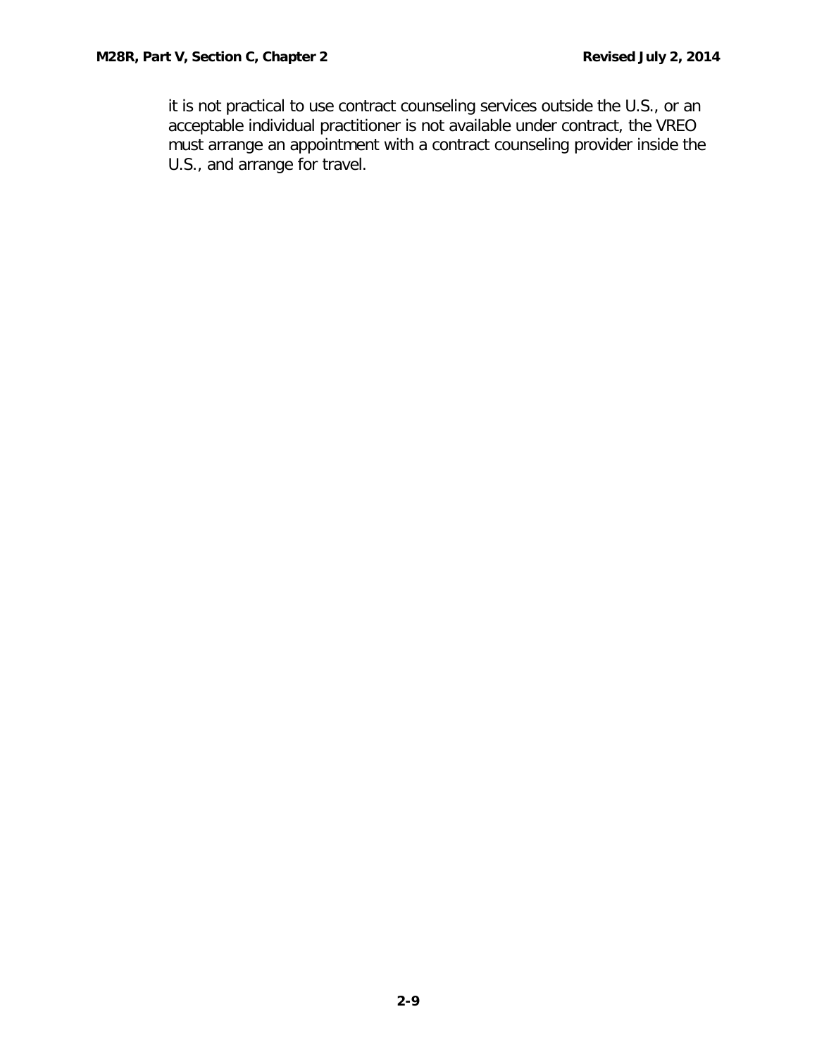it is not practical to use contract counseling services outside the U.S., or an acceptable individual practitioner is not available under contract, the VREO must arrange an appointment with a contract counseling provider inside the U.S., and arrange for travel.